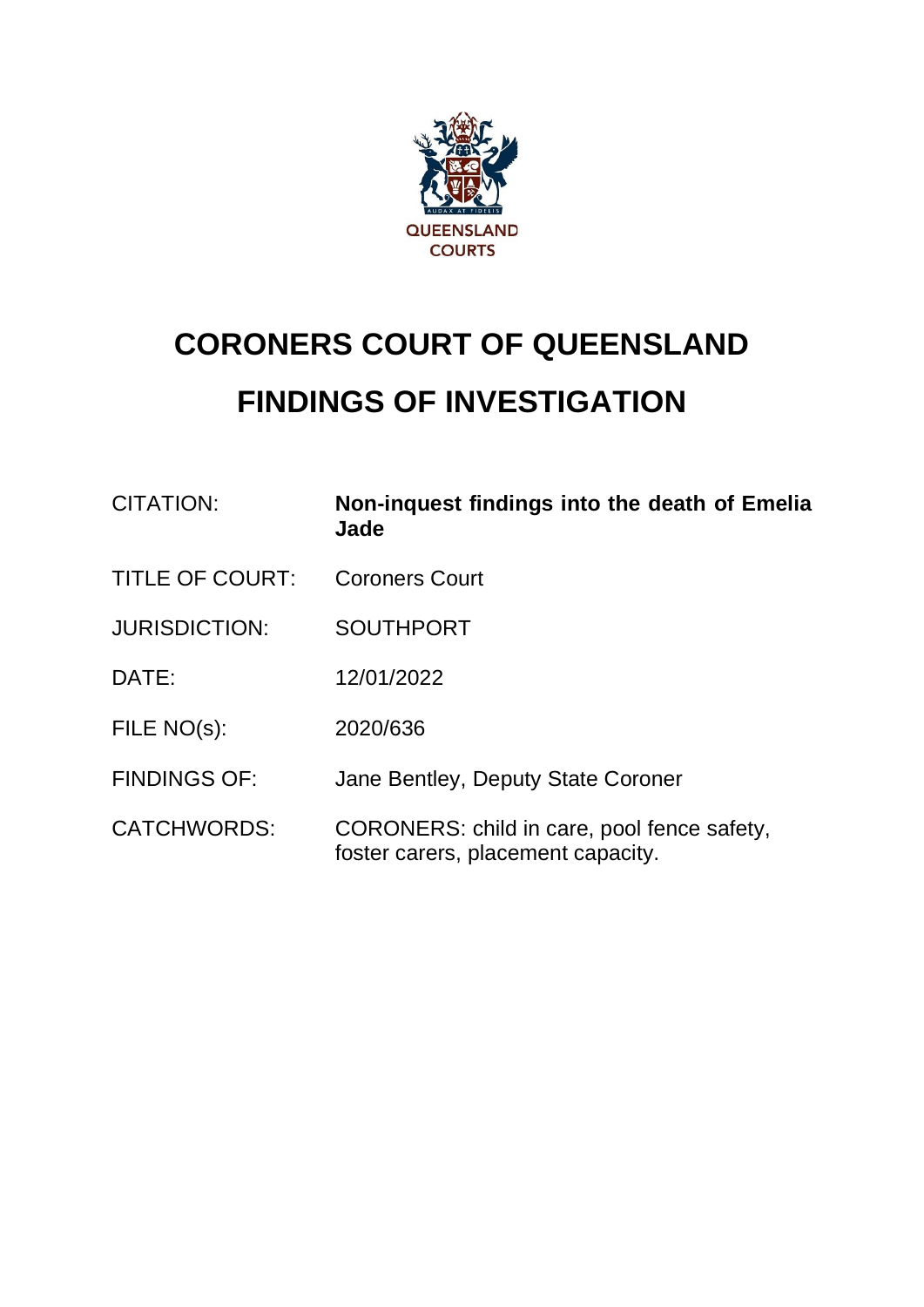QUEENSLAND COURTS

# CORONERS COURT OF QUEENSLAND

# FINDINGS OF INVESTIGATION

| | |
|---|---|
| CITATION: | **Non-inquest findings into the death of Emelia Jade** |
| TITLE OF COURT: | Coroners Court |
| JURISDICTION: | SOUTHPORT |
| DATE: | 12/01/2022 |
| FILE NO(s): | 2020/636 |
| FINDINGS OF: | Jane Bentley, Deputy State Coroner |
| CATCHWORDS: | CORONERS: child in care, pool fence safety, foster carers, placement capacity. |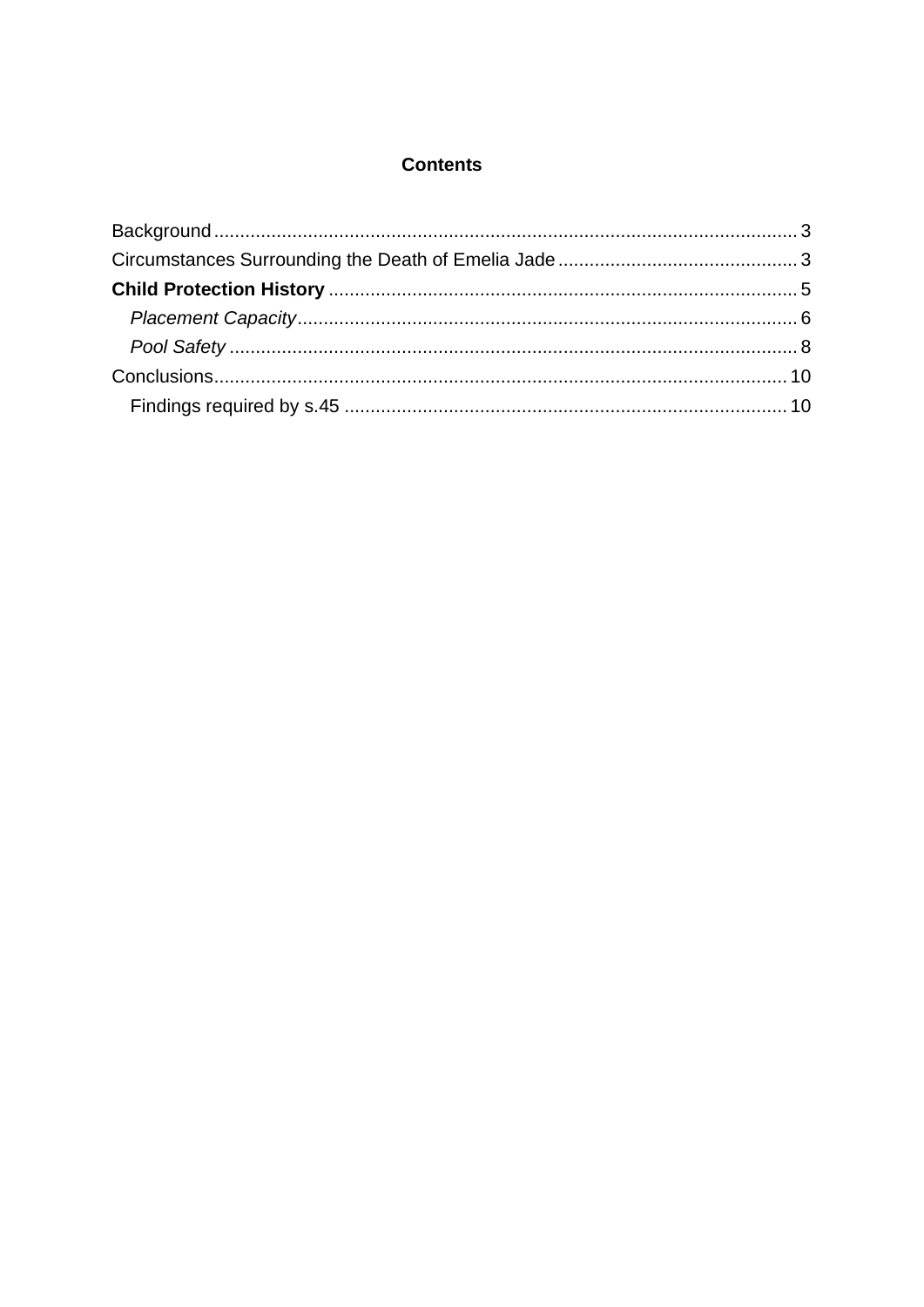**Contents**

Background ........................................................................................................ 3
Circumstances Surrounding the Death of Emelia Jade .............................................. 3
**Child Protection History** ......................................................................................... 5
*Placement Capacity* .............................................................................................. 6
*Pool Safety* ............................................................................................................ 8
Conclusions ........................................................................................................... 10
Findings required by s.45 ...................................................................................... 10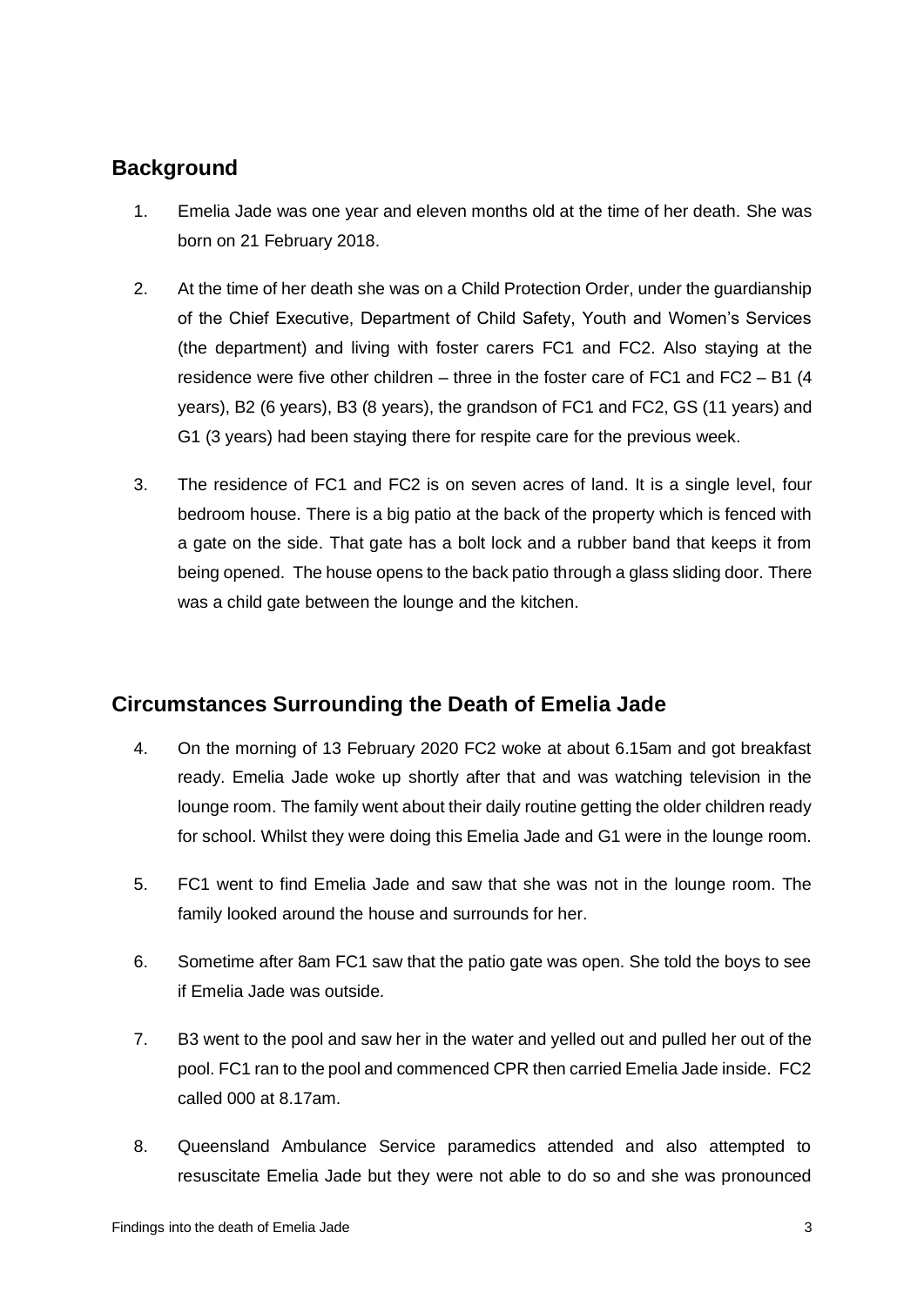## Background

1. Emelia Jade was one year and eleven months old at the time of her death. She was born on 21 February 2018.

2. At the time of her death she was on a Child Protection Order, under the guardianship of the Chief Executive, Department of Child Safety, Youth and Women's Services (the department) and living with foster carers FC1 and FC2. Also staying at the residence were five other children – three in the foster care of FC1 and FC2 – B1 (4 years), B2 (6 years), B3 (8 years), the grandson of FC1 and FC2, GS (11 years) and G1 (3 years) had been staying there for respite care for the previous week.

3. The residence of FC1 and FC2 is on seven acres of land. It is a single level, four bedroom house. There is a big patio at the back of the property which is fenced with a gate on the side. That gate has a bolt lock and a rubber band that keeps it from being opened. The house opens to the back patio through a glass sliding door. There was a child gate between the lounge and the kitchen.

## Circumstances Surrounding the Death of Emelia Jade

4. On the morning of 13 February 2020 FC2 woke at about 6.15am and got breakfast ready. Emelia Jade woke up shortly after that and was watching television in the lounge room. The family went about their daily routine getting the older children ready for school. Whilst they were doing this Emelia Jade and G1 were in the lounge room.

5. FC1 went to find Emelia Jade and saw that she was not in the lounge room. The family looked around the house and surrounds for her.

6. Sometime after 8am FC1 saw that the patio gate was open. She told the boys to see if Emelia Jade was outside.

7. B3 went to the pool and saw her in the water and yelled out and pulled her out of the pool. FC1 ran to the pool and commenced CPR then carried Emelia Jade inside. FC2 called 000 at 8.17am.

8. Queensland Ambulance Service paramedics attended and also attempted to resuscitate Emelia Jade but they were not able to do so and she was pronounced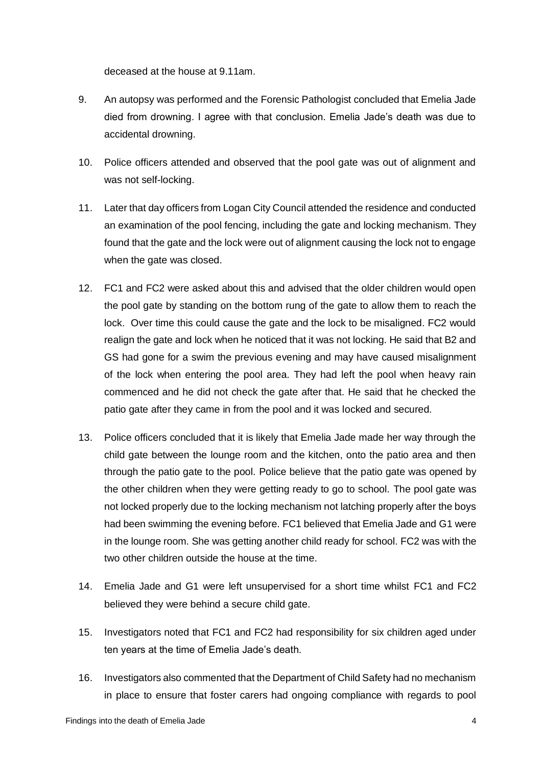deceased at the house at 9.11am.

9. An autopsy was performed and the Forensic Pathologist concluded that Emelia Jade died from drowning. I agree with that conclusion. Emelia Jade's death was due to accidental drowning.

10. Police officers attended and observed that the pool gate was out of alignment and was not self-locking.

11. Later that day officers from Logan City Council attended the residence and conducted an examination of the pool fencing, including the gate and locking mechanism. They found that the gate and the lock were out of alignment causing the lock not to engage when the gate was closed.

12. FC1 and FC2 were asked about this and advised that the older children would open the pool gate by standing on the bottom rung of the gate to allow them to reach the lock. Over time this could cause the gate and the lock to be misaligned. FC2 would realign the gate and lock when he noticed that it was not locking. He said that B2 and GS had gone for a swim the previous evening and may have caused misalignment of the lock when entering the pool area. They had left the pool when heavy rain commenced and he did not check the gate after that. He said that he checked the patio gate after they came in from the pool and it was locked and secured.

13. Police officers concluded that it is likely that Emelia Jade made her way through the child gate between the lounge room and the kitchen, onto the patio area and then through the patio gate to the pool. Police believe that the patio gate was opened by the other children when they were getting ready to go to school. The pool gate was not locked properly due to the locking mechanism not latching properly after the boys had been swimming the evening before. FC1 believed that Emelia Jade and G1 were in the lounge room. She was getting another child ready for school. FC2 was with the two other children outside the house at the time.

14. Emelia Jade and G1 were left unsupervised for a short time whilst FC1 and FC2 believed they were behind a secure child gate.

15. Investigators noted that FC1 and FC2 had responsibility for six children aged under ten years at the time of Emelia Jade's death.

16. Investigators also commented that the Department of Child Safety had no mechanism in place to ensure that foster carers had ongoing compliance with regards to pool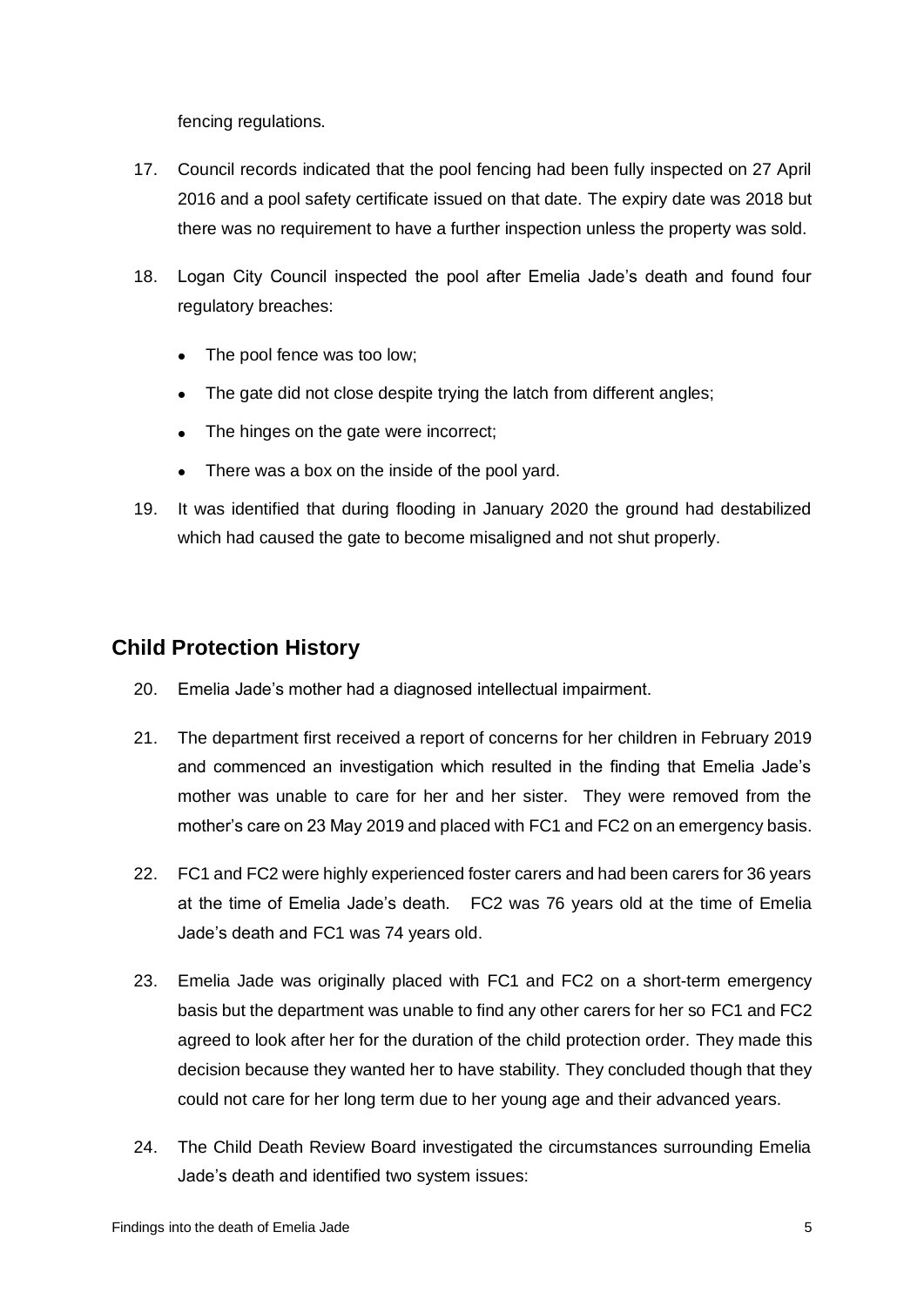fencing regulations.

17. Council records indicated that the pool fencing had been fully inspected on 27 April 2016 and a pool safety certificate issued on that date. The expiry date was 2018 but there was no requirement to have a further inspection unless the property was sold.

18. Logan City Council inspected the pool after Emelia Jade's death and found four regulatory breaches:

    - The pool fence was too low;
    - The gate did not close despite trying the latch from different angles;
    - The hinges on the gate were incorrect;
    - There was a box on the inside of the pool yard.

19. It was identified that during flooding in January 2020 the ground had destabilized which had caused the gate to become misaligned and not shut properly.

## Child Protection History

20. Emelia Jade's mother had a diagnosed intellectual impairment.

21. The department first received a report of concerns for her children in February 2019 and commenced an investigation which resulted in the finding that Emelia Jade's mother was unable to care for her and her sister. They were removed from the mother's care on 23 May 2019 and placed with FC1 and FC2 on an emergency basis.

22. FC1 and FC2 were highly experienced foster carers and had been carers for 36 years at the time of Emelia Jade's death. FC2 was 76 years old at the time of Emelia Jade's death and FC1 was 74 years old.

23. Emelia Jade was originally placed with FC1 and FC2 on a short-term emergency basis but the department was unable to find any other carers for her so FC1 and FC2 agreed to look after her for the duration of the child protection order. They made this decision because they wanted her to have stability. They concluded though that they could not care for her long term due to her young age and their advanced years.

24. The Child Death Review Board investigated the circumstances surrounding Emelia Jade's death and identified two system issues: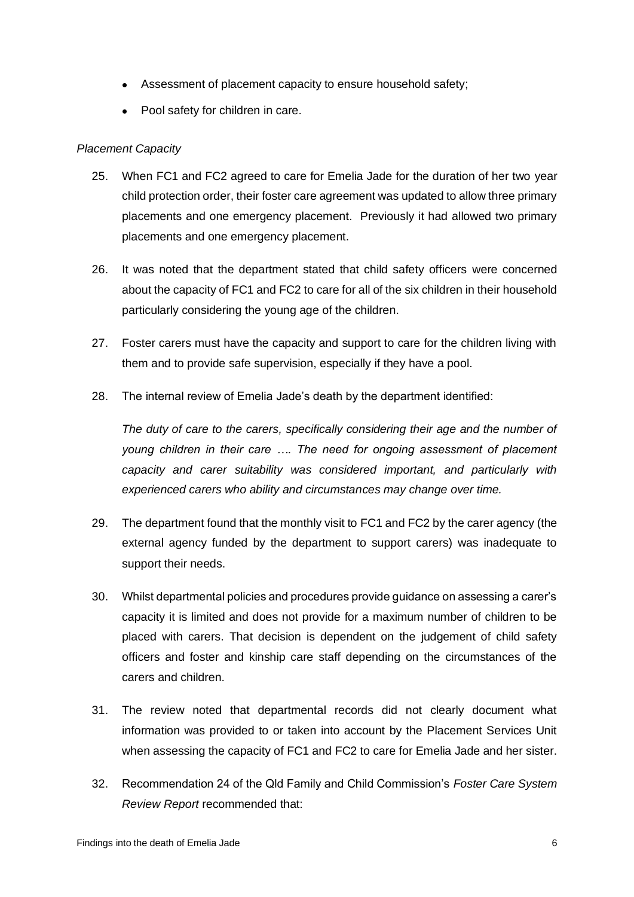- Assessment of placement capacity to ensure household safety;
- Pool safety for children in care.

*Placement Capacity*

25. When FC1 and FC2 agreed to care for Emelia Jade for the duration of her two year child protection order, their foster care agreement was updated to allow three primary placements and one emergency placement. Previously it had allowed two primary placements and one emergency placement.

26. It was noted that the department stated that child safety officers were concerned about the capacity of FC1 and FC2 to care for all of the six children in their household particularly considering the young age of the children.

27. Foster carers must have the capacity and support to care for the children living with them and to provide safe supervision, especially if they have a pool.

28. The internal review of Emelia Jade's death by the department identified:

    *The duty of care to the carers, specifically considering their age and the number of young children in their care …. The need for ongoing assessment of placement capacity and carer suitability was considered important, and particularly with experienced carers who ability and circumstances may change over time.*

29. The department found that the monthly visit to FC1 and FC2 by the carer agency (the external agency funded by the department to support carers) was inadequate to support their needs.

30. Whilst departmental policies and procedures provide guidance on assessing a carer's capacity it is limited and does not provide for a maximum number of children to be placed with carers. That decision is dependent on the judgement of child safety officers and foster and kinship care staff depending on the circumstances of the carers and children.

31. The review noted that departmental records did not clearly document what information was provided to or taken into account by the Placement Services Unit when assessing the capacity of FC1 and FC2 to care for Emelia Jade and her sister.

32. Recommendation 24 of the Qld Family and Child Commission's *Foster Care System Review Report* recommended that: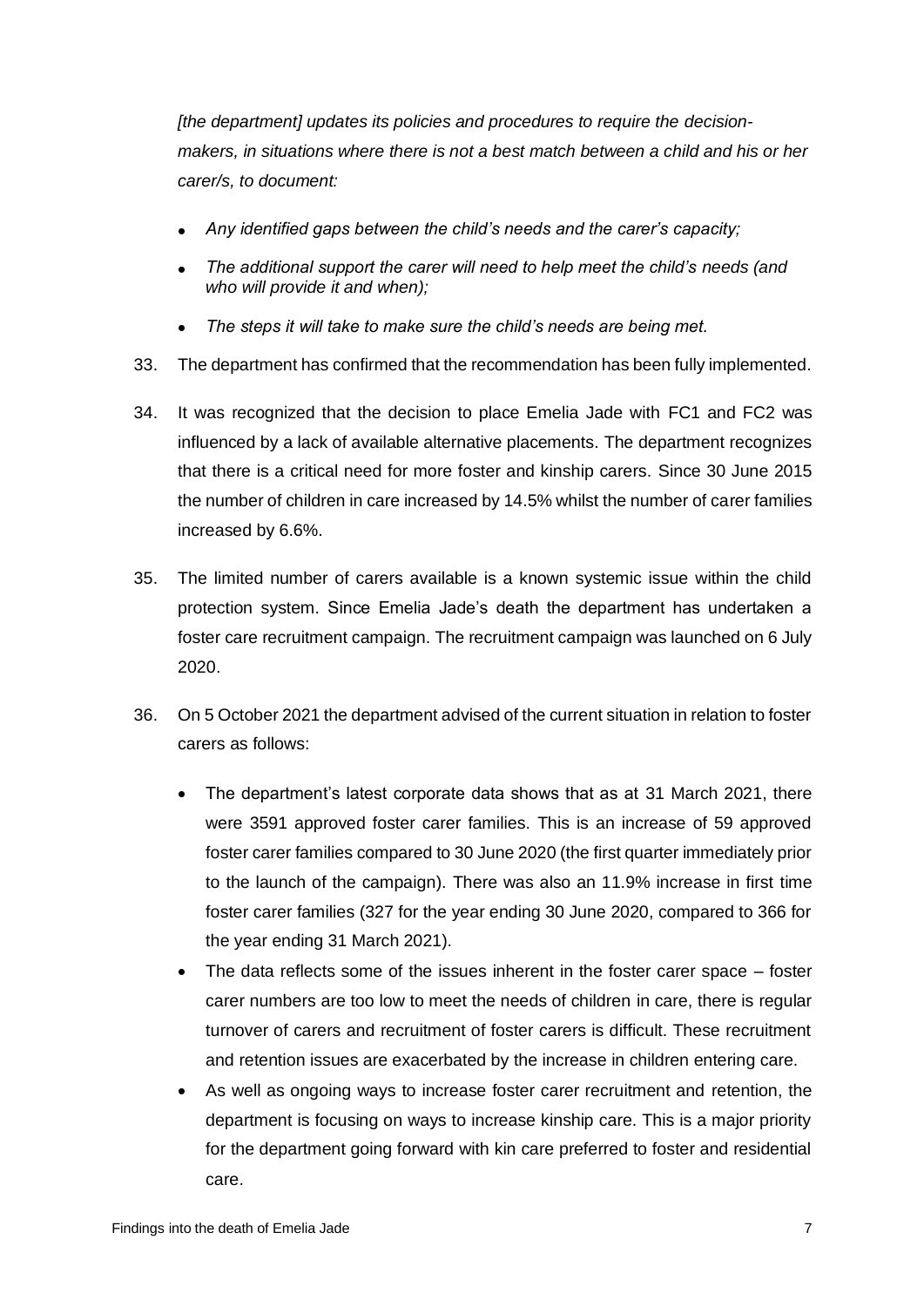*[the department] updates its policies and procedures to require the decision-makers, in situations where there is not a best match between a child and his or her carer/s, to document:*

- *Any identified gaps between the child's needs and the carer's capacity;*
- *The additional support the carer will need to help meet the child's needs (and who will provide it and when);*
- *The steps it will take to make sure the child's needs are being met.*

33. The department has confirmed that the recommendation has been fully implemented.

34. It was recognized that the decision to place Emelia Jade with FC1 and FC2 was influenced by a lack of available alternative placements. The department recognizes that there is a critical need for more foster and kinship carers. Since 30 June 2015 the number of children in care increased by 14.5% whilst the number of carer families increased by 6.6%.

35. The limited number of carers available is a known systemic issue within the child protection system. Since Emelia Jade's death the department has undertaken a foster care recruitment campaign. The recruitment campaign was launched on 6 July 2020.

36. On 5 October 2021 the department advised of the current situation in relation to foster carers as follows:

    - The department's latest corporate data shows that as at 31 March 2021, there were 3591 approved foster carer families. This is an increase of 59 approved foster carer families compared to 30 June 2020 (the first quarter immediately prior to the launch of the campaign). There was also an 11.9% increase in first time foster carer families (327 for the year ending 30 June 2020, compared to 366 for the year ending 31 March 2021).
    - The data reflects some of the issues inherent in the foster carer space – foster carer numbers are too low to meet the needs of children in care, there is regular turnover of carers and recruitment of foster carers is difficult. These recruitment and retention issues are exacerbated by the increase in children entering care.
    - As well as ongoing ways to increase foster carer recruitment and retention, the department is focusing on ways to increase kinship care. This is a major priority for the department going forward with kin care preferred to foster and residential care.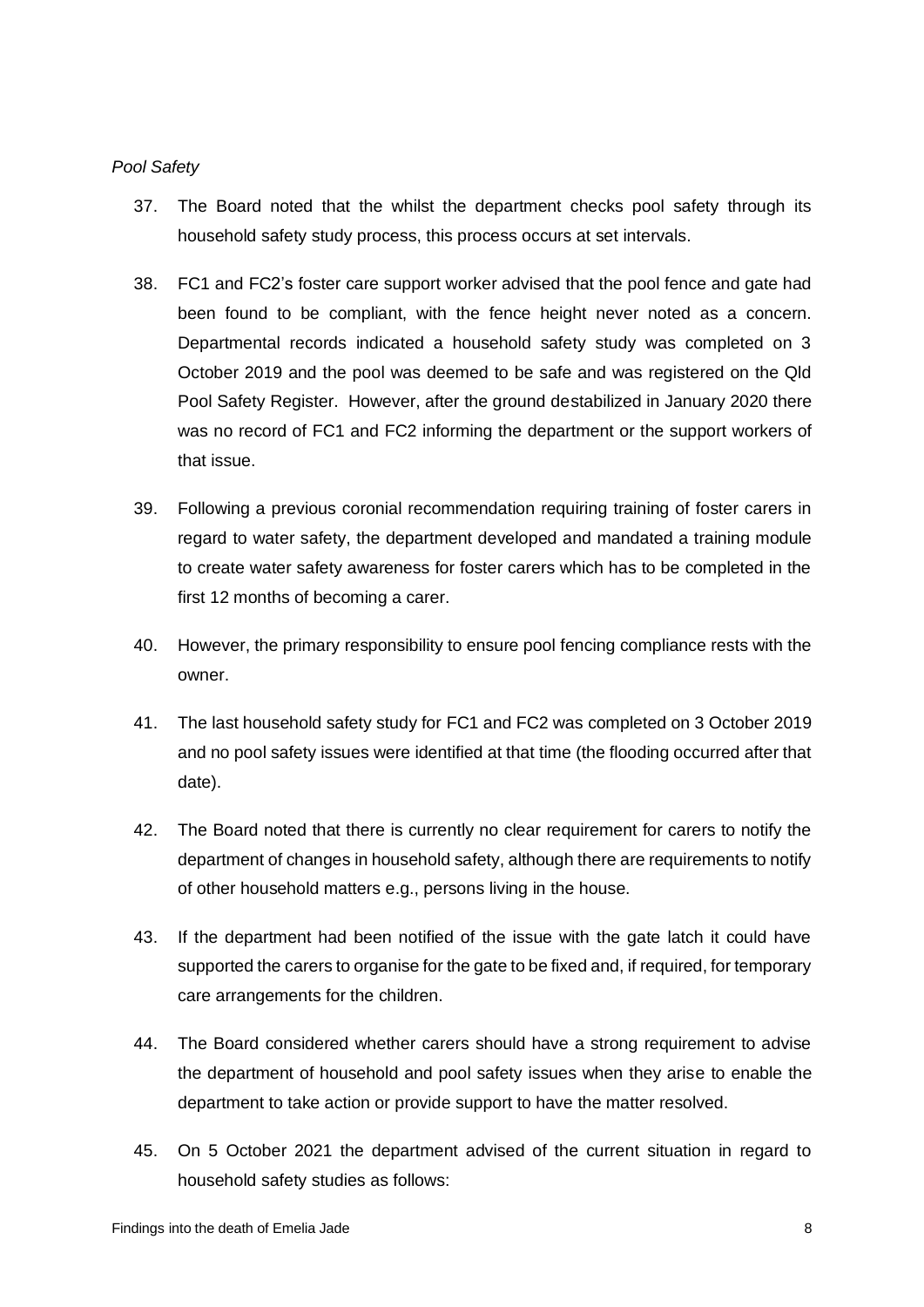*Pool Safety*

37. The Board noted that the whilst the department checks pool safety through its household safety study process, this process occurs at set intervals.

38. FC1 and FC2's foster care support worker advised that the pool fence and gate had been found to be compliant, with the fence height never noted as a concern. Departmental records indicated a household safety study was completed on 3 October 2019 and the pool was deemed to be safe and was registered on the Qld Pool Safety Register. However, after the ground destabilized in January 2020 there was no record of FC1 and FC2 informing the department or the support workers of that issue.

39. Following a previous coronial recommendation requiring training of foster carers in regard to water safety, the department developed and mandated a training module to create water safety awareness for foster carers which has to be completed in the first 12 months of becoming a carer.

40. However, the primary responsibility to ensure pool fencing compliance rests with the owner.

41. The last household safety study for FC1 and FC2 was completed on 3 October 2019 and no pool safety issues were identified at that time (the flooding occurred after that date).

42. The Board noted that there is currently no clear requirement for carers to notify the department of changes in household safety, although there are requirements to notify of other household matters e.g., persons living in the house.

43. If the department had been notified of the issue with the gate latch it could have supported the carers to organise for the gate to be fixed and, if required, for temporary care arrangements for the children.

44. The Board considered whether carers should have a strong requirement to advise the department of household and pool safety issues when they arise to enable the department to take action or provide support to have the matter resolved.

45. On 5 October 2021 the department advised of the current situation in regard to household safety studies as follows: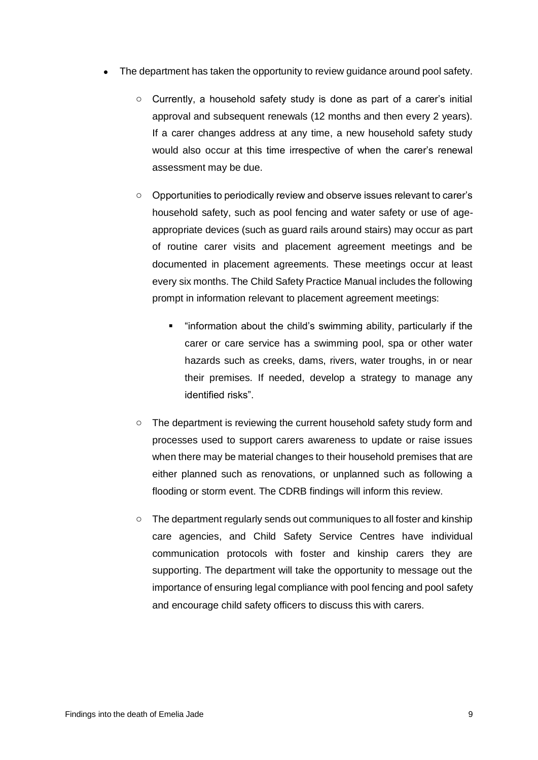- The department has taken the opportunity to review guidance around pool safety.
    - Currently, a household safety study is done as part of a carer's initial approval and subsequent renewals (12 months and then every 2 years). If a carer changes address at any time, a new household safety study would also occur at this time irrespective of when the carer's renewal assessment may be due.
    - Opportunities to periodically review and observe issues relevant to carer's household safety, such as pool fencing and water safety or use of age-appropriate devices (such as guard rails around stairs) may occur as part of routine carer visits and placement agreement meetings and be documented in placement agreements. These meetings occur at least every six months. The Child Safety Practice Manual includes the following prompt in information relevant to placement agreement meetings:
        - "information about the child's swimming ability, particularly if the carer or care service has a swimming pool, spa or other water hazards such as creeks, dams, rivers, water troughs, in or near their premises. If needed, develop a strategy to manage any identified risks".
    - The department is reviewing the current household safety study form and processes used to support carers awareness to update or raise issues when there may be material changes to their household premises that are either planned such as renovations, or unplanned such as following a flooding or storm event. The CDRB findings will inform this review.
    - The department regularly sends out communiques to all foster and kinship care agencies, and Child Safety Service Centres have individual communication protocols with foster and kinship carers they are supporting. The department will take the opportunity to message out the importance of ensuring legal compliance with pool fencing and pool safety and encourage child safety officers to discuss this with carers.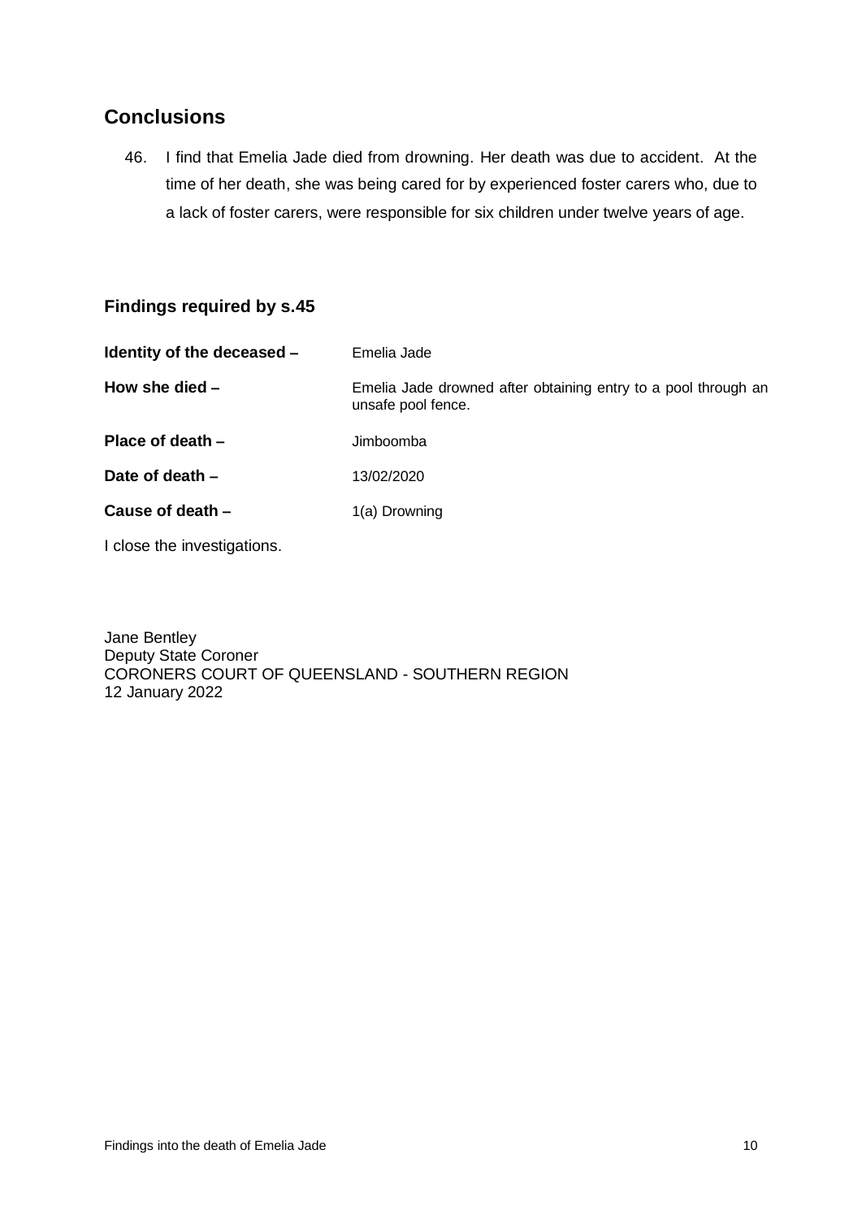## Conclusions

46. I find that Emelia Jade died from drowning. Her death was due to accident. At the time of her death, she was being cared for by experienced foster carers who, due to a lack of foster carers, were responsible for six children under twelve years of age.

### Findings required by s.45

**Identity of the deceased –** Emelia Jade

**How she died –** Emelia Jade drowned after obtaining entry to a pool through an unsafe pool fence.

**Place of death –** Jimboomba

**Date of death –** 13/02/2020

**Cause of death –** 1(a) Drowning

I close the investigations.

Jane Bentley
Deputy State Coroner
CORONERS COURT OF QUEENSLAND - SOUTHERN REGION
12 January 2022